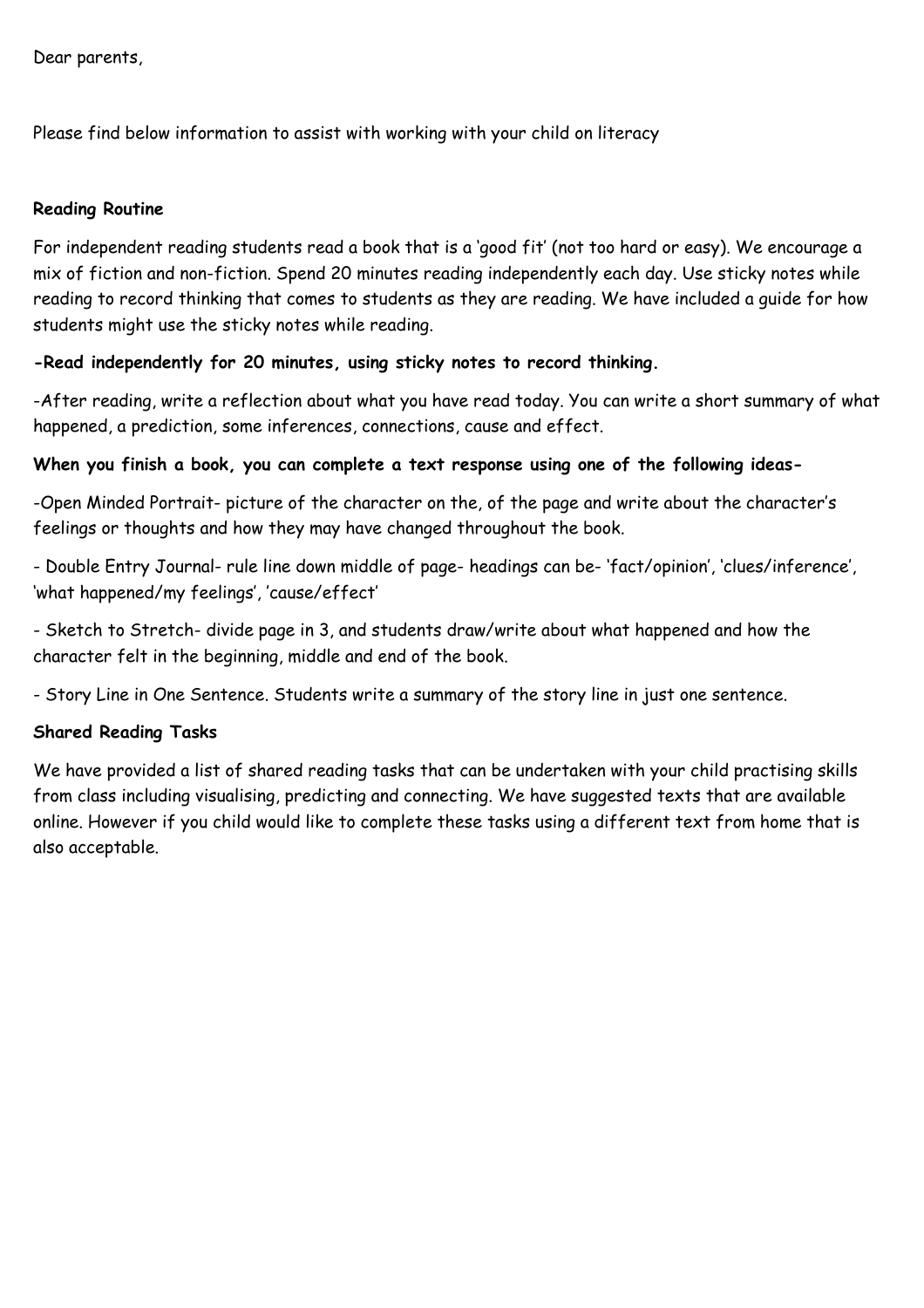Dear parents,

Please find below information to assist with working with your child on literacy

**Reading Routine**

For independent reading students read a book that is a 'good fit' (not too hard or easy). We encourage a mix of fiction and non-fiction. Spend 20 minutes reading independently each day. Use sticky notes while reading to record thinking that comes to students as they are reading. We have included a guide for how students might use the sticky notes while reading.

**-Read independently for 20 minutes, using sticky notes to record thinking.**

-After reading, write a reflection about what you have read today. You can write a short summary of what happened, a prediction, some inferences, connections, cause and effect.

**When you finish a book, you can complete a text response using one of the following ideas-**

-Open Minded Portrait- picture of the character on the, of the page and write about the character's feelings or thoughts and how they may have changed throughout the book.

- Double Entry Journal- rule line down middle of page- headings can be- 'fact/opinion', 'clues/inference', 'what happened/my feelings', 'cause/effect'

- Sketch to Stretch- divide page in 3, and students draw/write about what happened and how the character felt in the beginning, middle and end of the book.

- Story Line in One Sentence. Students write a summary of the story line in just one sentence.

**Shared Reading Tasks**

We have provided a list of shared reading tasks that can be undertaken with your child practising skills from class including visualising, predicting and connecting. We have suggested texts that are available online. However if you child would like to complete these tasks using a different text from home that is also acceptable.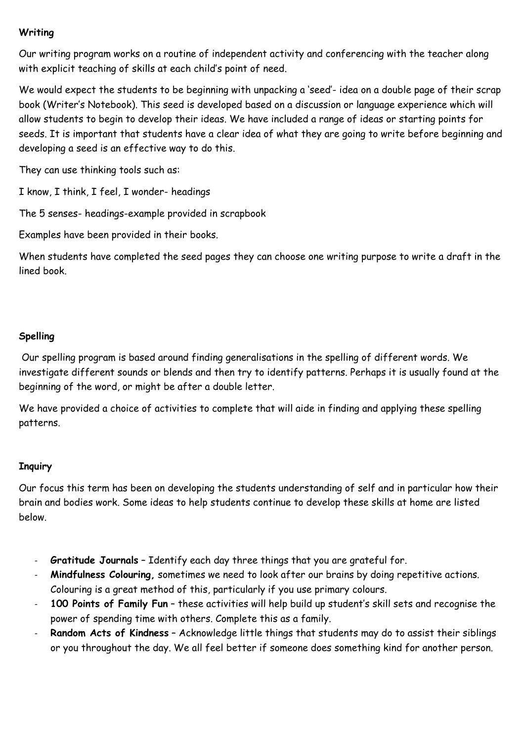**Writing**

Our writing program works on a routine of independent activity and conferencing with the teacher along with explicit teaching of skills at each child's point of need.

We would expect the students to be beginning with unpacking a 'seed'- idea on a double page of their scrap book (Writer's Notebook). This seed is developed based on a discussion or language experience which will allow students to begin to develop their ideas. We have included a range of ideas or starting points for seeds. It is important that students have a clear idea of what they are going to write before beginning and developing a seed is an effective way to do this.

They can use thinking tools such as:

I know, I think, I feel, I wonder- headings

The 5 senses- headings-example provided in scrapbook

Examples have been provided in their books.

When students have completed the seed pages they can choose one writing purpose to write a draft in the lined book.

**Spelling**

Our spelling program is based around finding generalisations in the spelling of different words. We investigate different sounds or blends and then try to identify patterns. Perhaps it is usually found at the beginning of the word, or might be after a double letter.

We have provided a choice of activities to complete that will aide in finding and applying these spelling patterns.

**Inquiry**

Our focus this term has been on developing the students understanding of self and in particular how their brain and bodies work. Some ideas to help students continue to develop these skills at home are listed below.

- **Gratitude Journals** – Identify each day three things that you are grateful for.
- **Mindfulness Colouring,** sometimes we need to look after our brains by doing repetitive actions. Colouring is a great method of this, particularly if you use primary colours.
- **100 Points of Family Fun** – these activities will help build up student's skill sets and recognise the power of spending time with others. Complete this as a family.
- **Random Acts of Kindness** – Acknowledge little things that students may do to assist their siblings or you throughout the day. We all feel better if someone does something kind for another person.